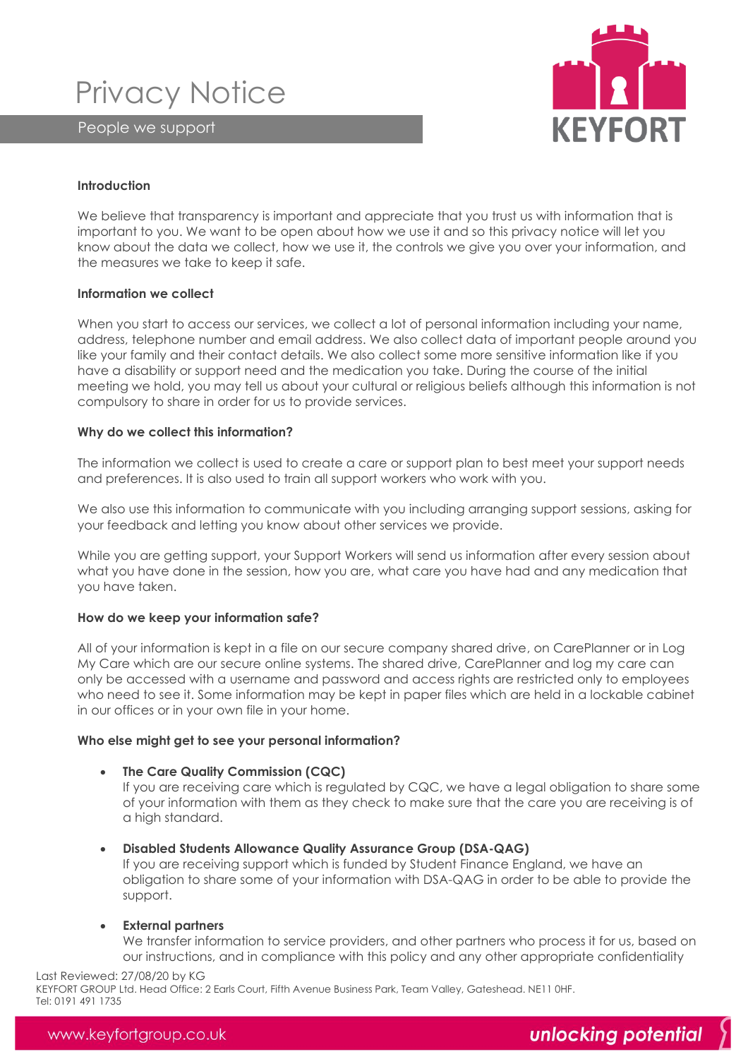# Privacy Notice

## People we support

**Introduction**

We believe that transparency is important and appreciate that you trust us with information that is important to you. We want to be open about how we use it and so this privacy notice will let you know about the data we collect, how we use it, the controls we give you over your information, and the measures we take to keep it safe.

**Information we collect**

When you start to access our services, we collect a lot of personal information including your name, address, telephone number and email address. We also collect data of important people around you like your family and their contact details. We also collect some more sensitive information like if you have a disability or support need and the medication you take. During the course of the initial meeting we hold, you may tell us about your cultural or religious beliefs although this information is not compulsory to share in order for us to provide services.

**Why do we collect this information?**

The information we collect is used to create a care or support plan to best meet your support needs and preferences. It is also used to train all support workers who work with you.

We also use this information to communicate with you including arranging support sessions, asking for your feedback and letting you know about other services we provide.

While you are getting support, your Support Workers will send us information after every session about what you have done in the session, how you are, what care you have had and any medication that you have taken.

**How do we keep your information safe?**

All of your information is kept in a file on our secure company shared drive, on CarePlanner or in Log My Care which are our secure online systems. The shared drive, CarePlanner and log my care can only be accessed with a username and password and access rights are restricted only to employees who need to see it. Some information may be kept in paper files which are held in a lockable cabinet in our offices or in your own file in your home.

**Who else might get to see your personal information?**

- **The Care Quality Commission (CQC)**
  If you are receiving care which is regulated by CQC, we have a legal obligation to share some of your information with them as they check to make sure that the care you are receiving is of a high standard.

- **Disabled Students Allowance Quality Assurance Group (DSA-QAG)**
  If you are receiving support which is funded by Student Finance England, we have an obligation to share some of your information with DSA-QAG in order to be able to provide the support.

- **External partners**
  We transfer information to service providers, and other partners who process it for us, based on our instructions, and in compliance with this policy and any other appropriate confidentiality

Last Reviewed: 27/08/20 by KG
KEYFORT GROUP Ltd. Head Office: 2 Earls Court, Fifth Avenue Business Park, Team Valley, Gateshead. NE11 0HF.
Tel: 0191 491 1735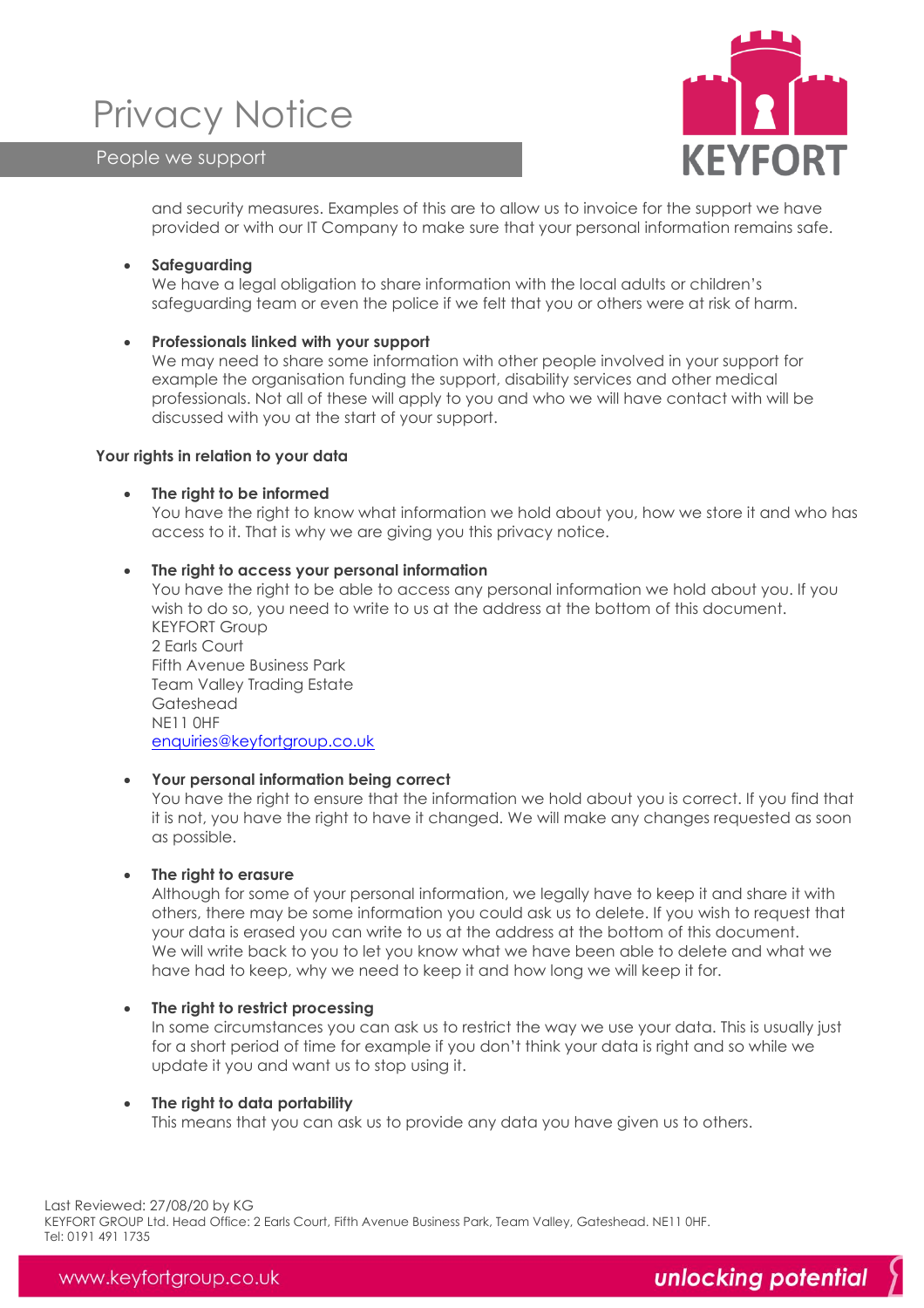and security measures. Examples of this are to allow us to invoice for the support we have provided or with our IT Company to make sure that your personal information remains safe.

- **Safeguarding**
  We have a legal obligation to share information with the local adults or children's safeguarding team or even the police if we felt that you or others were at risk of harm.

- **Professionals linked with your support**
  We may need to share some information with other people involved in your support for example the organisation funding the support, disability services and other medical professionals. Not all of these will apply to you and who we will have contact with will be discussed with you at the start of your support.

**Your rights in relation to your data**

- **The right to be informed**
  You have the right to know what information we hold about you, how we store it and who has access to it. That is why we are giving you this privacy notice.

- **The right to access your personal information**
  You have the right to be able to access any personal information we hold about you. If you wish to do so, you need to write to us at the address at the bottom of this document.
  KEYFORT Group
  2 Earls Court
  Fifth Avenue Business Park
  Team Valley Trading Estate
  Gateshead
  NE11 0HF
  enquiries@keyfortgroup.co.uk

- **Your personal information being correct**
  You have the right to ensure that the information we hold about you is correct. If you find that it is not, you have the right to have it changed. We will make any changes requested as soon as possible.

- **The right to erasure**
  Although for some of your personal information, we legally have to keep it and share it with others, there may be some information you could ask us to delete. If you wish to request that your data is erased you can write to us at the address at the bottom of this document.
  We will write back to you to let you know what we have been able to delete and what we have had to keep, why we need to keep it and how long we will keep it for.

- **The right to restrict processing**
  In some circumstances you can ask us to restrict the way we use your data. This is usually just for a short period of time for example if you don't think your data is right and so while we update it you and want us to stop using it.

- **The right to data portability**
  This means that you can ask us to provide any data you have given us to others.

Last Reviewed: 27/08/20 by KG
KEYFORT GROUP Ltd. Head Office: 2 Earls Court, Fifth Avenue Business Park, Team Valley, Gateshead. NE11 0HF.
Tel: 0191 491 1735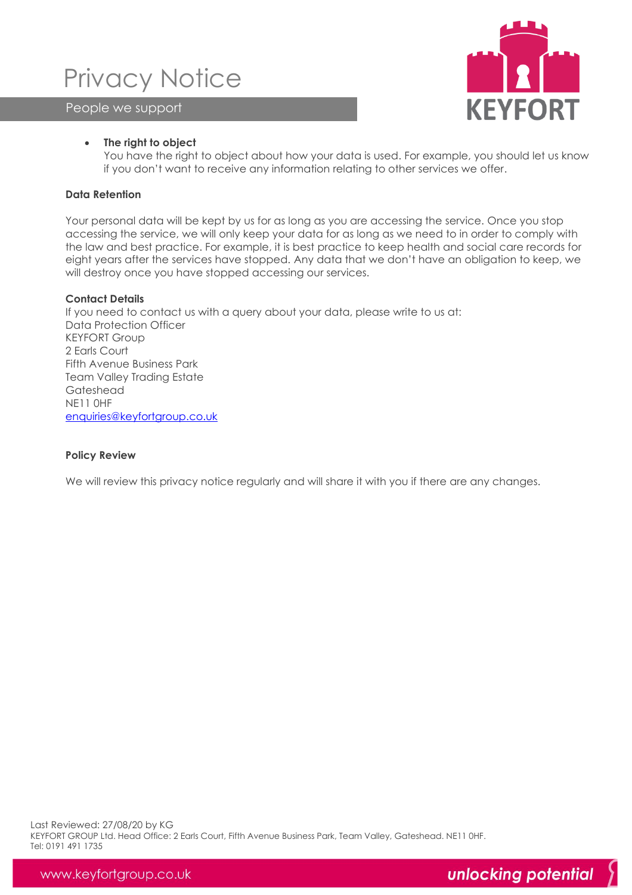- **The right to object**
  You have the right to object about how your data is used. For example, you should let us know if you don't want to receive any information relating to other services we offer.

**Data Retention**

Your personal data will be kept by us for as long as you are accessing the service. Once you stop accessing the service, we will only keep your data for as long as we need to in order to comply with the law and best practice. For example, it is best practice to keep health and social care records for eight years after the services have stopped. Any data that we don't have an obligation to keep, we will destroy once you have stopped accessing our services.

**Contact Details**

If you need to contact us with a query about your data, please write to us at:
Data Protection Officer
KEYFORT Group
2 Earls Court
Fifth Avenue Business Park
Team Valley Trading Estate
Gateshead
NE11 0HF
enquiries@keyfortgroup.co.uk

**Policy Review**

We will review this privacy notice regularly and will share it with you if there are any changes.

Last Reviewed: 27/08/20 by KG